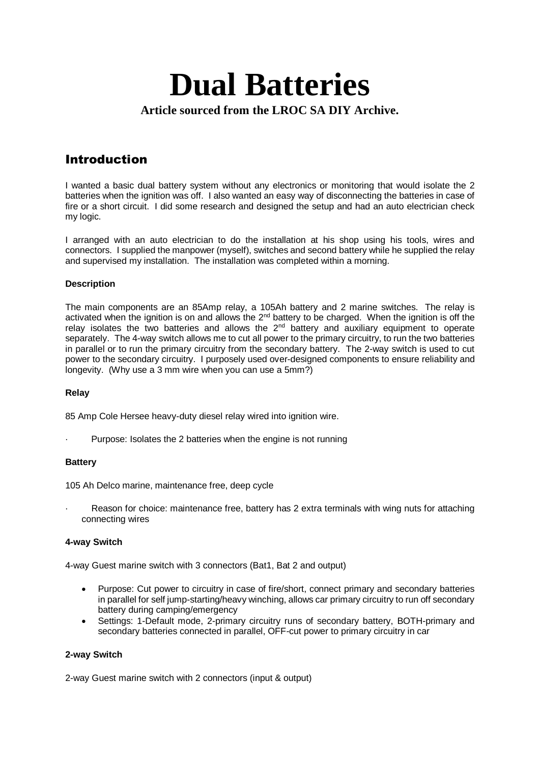# Dual Batteries

**Article sourced from the LROC SA DIY Archive.**

## Introduction

I wanted a basic dual battery system without any electronics or monitoring that would isolate the 2 batteries when the ignition was off. I also wanted an easy way of disconnecting the batteries in case of fire or a short circuit. I did some research and designed the setup and had an auto electrician check my logic.

I arranged with an auto electrician to do the installation at his shop using his tools, wires and connectors. I supplied the manpower (myself), switches and second battery while he supplied the relay and supervised my installation. The installation was completed within a morning.

**Description**

The main components are an 85Amp relay, a 105Ah battery and 2 marine switches. The relay is activated when the ignition is on and allows the 2nd battery to be charged. When the ignition is off the relay isolates the two batteries and allows the 2nd battery and auxiliary equipment to operate separately. The 4-way switch allows me to cut all power to the primary circuitry, to run the two batteries in parallel or to run the primary circuitry from the secondary battery. The 2-way switch is used to cut power to the secondary circuitry. I purposely used over-designed components to ensure reliability and longevity. (Why use a 3 mm wire when you can use a 5mm?)

**Relay**

85 Amp Cole Hersee heavy-duty diesel relay wired into ignition wire.

- Purpose: Isolates the 2 batteries when the engine is not running

**Battery**

105 Ah Delco marine, maintenance free, deep cycle

- Reason for choice: maintenance free, battery has 2 extra terminals with wing nuts for attaching connecting wires

**4-way Switch**

4-way Guest marine switch with 3 connectors (Bat1, Bat 2 and output)

- Purpose: Cut power to circuitry in case of fire/short, connect primary and secondary batteries in parallel for self jump-starting/heavy winching, allows car primary circuitry to run off secondary battery during camping/emergency
- Settings: 1-Default mode, 2-primary circuitry runs of secondary battery, BOTH-primary and secondary batteries connected in parallel, OFF-cut power to primary circuitry in car

**2-way Switch**

2-way Guest marine switch with 2 connectors (input & output)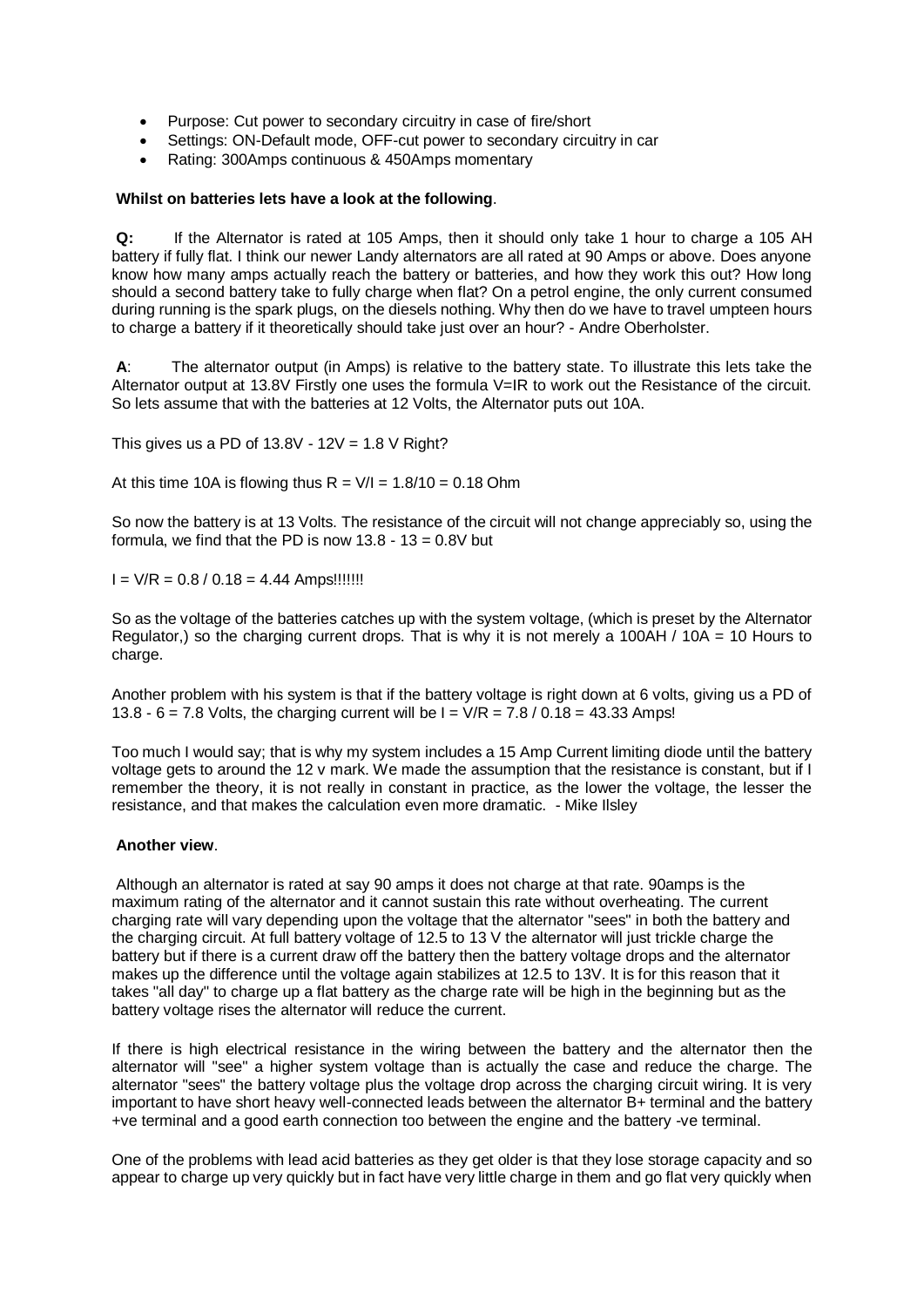- Purpose: Cut power to secondary circuitry in case of fire/short
- Settings: ON-Default mode, OFF-cut power to secondary circuitry in car
- Rating: 300Amps continuous & 450Amps momentary

**Whilst on batteries lets have a look at the following**.

**Q:** If the Alternator is rated at 105 Amps, then it should only take 1 hour to charge a 105 AH battery if fully flat. I think our newer Landy alternators are all rated at 90 Amps or above. Does anyone know how many amps actually reach the battery or batteries, and how they work this out? How long should a second battery take to fully charge when flat? On a petrol engine, the only current consumed during running is the spark plugs, on the diesels nothing. Why then do we have to travel umpteen hours to charge a battery if it theoretically should take just over an hour? - Andre Oberholster.

**A**: The alternator output (in Amps) is relative to the battery state. To illustrate this lets take the Alternator output at 13.8V Firstly one uses the formula V=IR to work out the Resistance of the circuit. So lets assume that with the batteries at 12 Volts, the Alternator puts out 10A.

This gives us a PD of 13.8V - 12V = 1.8 V Right?

At this time 10A is flowing thus R = V/I = 1.8/10 = 0.18 Ohm

So now the battery is at 13 Volts. The resistance of the circuit will not change appreciably so, using the formula, we find that the PD is now 13.8 - 13 = 0.8V but

I = V/R = 0.8 / 0.18 = 4.44 Amps!!!!!!!

So as the voltage of the batteries catches up with the system voltage, (which is preset by the Alternator Regulator,) so the charging current drops. That is why it is not merely a 100AH / 10A = 10 Hours to charge.

Another problem with his system is that if the battery voltage is right down at 6 volts, giving us a PD of 13.8 - 6 = 7.8 Volts, the charging current will be I = V/R = 7.8 / 0.18 = 43.33 Amps!

Too much I would say; that is why my system includes a 15 Amp Current limiting diode until the battery voltage gets to around the 12 v mark. We made the assumption that the resistance is constant, but if I remember the theory, it is not really in constant in practice, as the lower the voltage, the lesser the resistance, and that makes the calculation even more dramatic. - Mike Ilsley

**Another view**.

Although an alternator is rated at say 90 amps it does not charge at that rate. 90amps is the maximum rating of the alternator and it cannot sustain this rate without overheating. The current charging rate will vary depending upon the voltage that the alternator "sees" in both the battery and the charging circuit. At full battery voltage of 12.5 to 13 V the alternator will just trickle charge the battery but if there is a current draw off the battery then the battery voltage drops and the alternator makes up the difference until the voltage again stabilizes at 12.5 to 13V. It is for this reason that it takes "all day" to charge up a flat battery as the charge rate will be high in the beginning but as the battery voltage rises the alternator will reduce the current.

If there is high electrical resistance in the wiring between the battery and the alternator then the alternator will "see" a higher system voltage than is actually the case and reduce the charge. The alternator "sees" the battery voltage plus the voltage drop across the charging circuit wiring. It is very important to have short heavy well-connected leads between the alternator B+ terminal and the battery +ve terminal and a good earth connection too between the engine and the battery -ve terminal.

One of the problems with lead acid batteries as they get older is that they lose storage capacity and so appear to charge up very quickly but in fact have very little charge in them and go flat very quickly when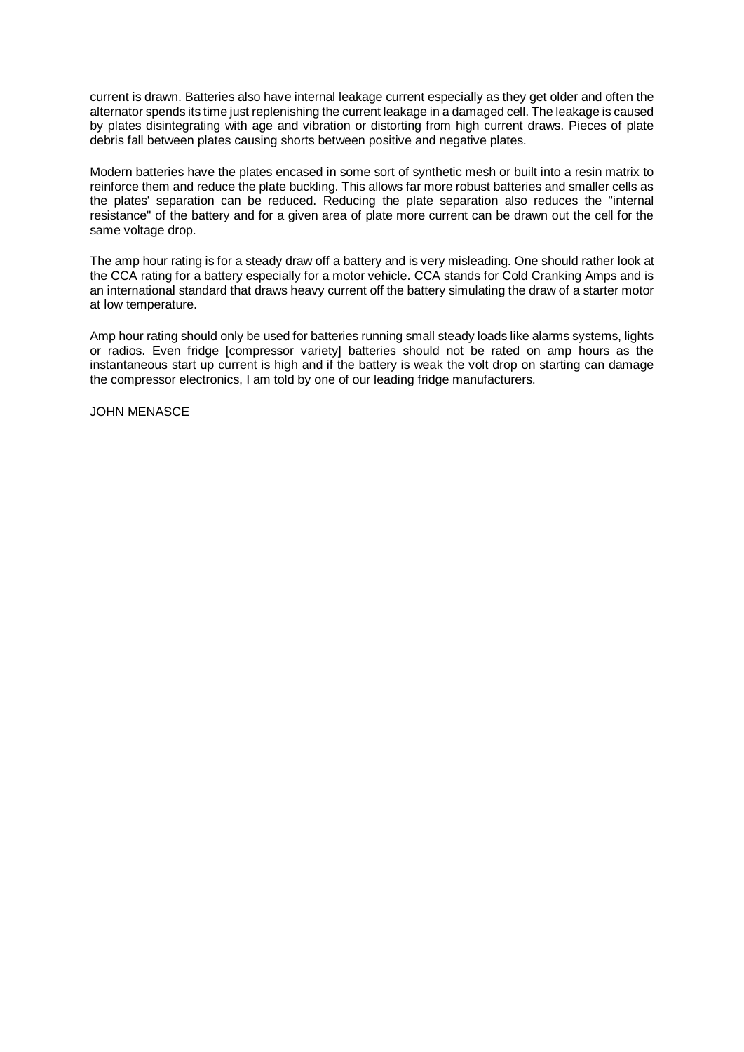current is drawn. Batteries also have internal leakage current especially as they get older and often the alternator spends its time just replenishing the current leakage in a damaged cell. The leakage is caused by plates disintegrating with age and vibration or distorting from high current draws. Pieces of plate debris fall between plates causing shorts between positive and negative plates.

Modern batteries have the plates encased in some sort of synthetic mesh or built into a resin matrix to reinforce them and reduce the plate buckling. This allows far more robust batteries and smaller cells as the plates' separation can be reduced. Reducing the plate separation also reduces the "internal resistance" of the battery and for a given area of plate more current can be drawn out the cell for the same voltage drop.

The amp hour rating is for a steady draw off a battery and is very misleading. One should rather look at the CCA rating for a battery especially for a motor vehicle. CCA stands for Cold Cranking Amps and is an international standard that draws heavy current off the battery simulating the draw of a starter motor at low temperature.

Amp hour rating should only be used for batteries running small steady loads like alarms systems, lights or radios. Even fridge [compressor variety] batteries should not be rated on amp hours as the instantaneous start up current is high and if the battery is weak the volt drop on starting can damage the compressor electronics, I am told by one of our leading fridge manufacturers.

JOHN MENASCE